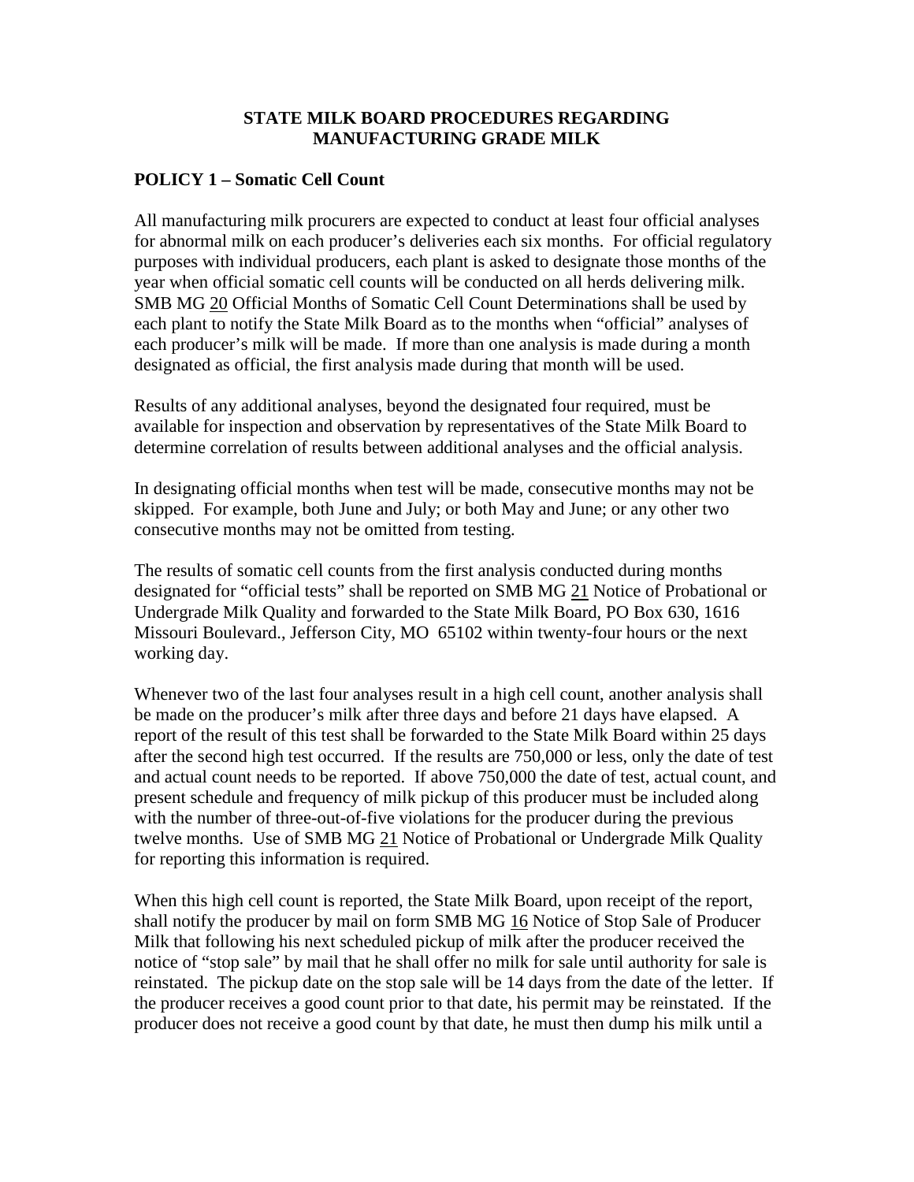# STATE MILK BOARD PROCEDURES REGARDING MANUFACTURING GRADE MILK

## POLICY 1 – Somatic Cell Count

All manufacturing milk procurers are expected to conduct at least four official analyses for abnormal milk on each producer's deliveries each six months. For official regulatory purposes with individual producers, each plant is asked to designate those months of the year when official somatic cell counts will be conducted on all herds delivering milk. SMB MG 20 Official Months of Somatic Cell Count Determinations shall be used by each plant to notify the State Milk Board as to the months when "official" analyses of each producer's milk will be made. If more than one analysis is made during a month designated as official, the first analysis made during that month will be used.

Results of any additional analyses, beyond the designated four required, must be available for inspection and observation by representatives of the State Milk Board to determine correlation of results between additional analyses and the official analysis.

In designating official months when test will be made, consecutive months may not be skipped. For example, both June and July; or both May and June; or any other two consecutive months may not be omitted from testing.

The results of somatic cell counts from the first analysis conducted during months designated for "official tests" shall be reported on SMB MG 21 Notice of Probational or Undergrade Milk Quality and forwarded to the State Milk Board, PO Box 630, 1616 Missouri Boulevard., Jefferson City, MO 65102 within twenty-four hours or the next working day.

Whenever two of the last four analyses result in a high cell count, another analysis shall be made on the producer's milk after three days and before 21 days have elapsed. A report of the result of this test shall be forwarded to the State Milk Board within 25 days after the second high test occurred. If the results are 750,000 or less, only the date of test and actual count needs to be reported. If above 750,000 the date of test, actual count, and present schedule and frequency of milk pickup of this producer must be included along with the number of three-out-of-five violations for the producer during the previous twelve months. Use of SMB MG 21 Notice of Probational or Undergrade Milk Quality for reporting this information is required.

When this high cell count is reported, the State Milk Board, upon receipt of the report, shall notify the producer by mail on form SMB MG 16 Notice of Stop Sale of Producer Milk that following his next scheduled pickup of milk after the producer received the notice of "stop sale" by mail that he shall offer no milk for sale until authority for sale is reinstated. The pickup date on the stop sale will be 14 days from the date of the letter. If the producer receives a good count prior to that date, his permit may be reinstated. If the producer does not receive a good count by that date, he must then dump his milk until a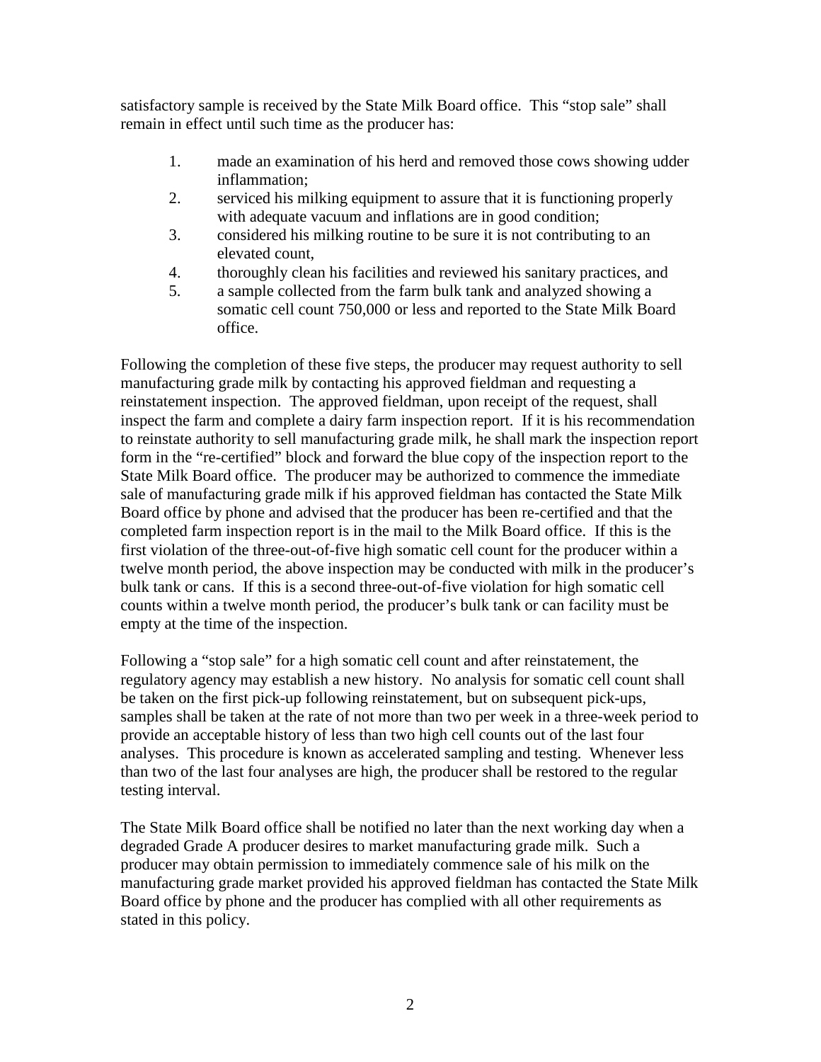satisfactory sample is received by the State Milk Board office. This "stop sale" shall remain in effect until such time as the producer has:

1. made an examination of his herd and removed those cows showing udder inflammation;
2. serviced his milking equipment to assure that it is functioning properly with adequate vacuum and inflations are in good condition;
3. considered his milking routine to be sure it is not contributing to an elevated count,
4. thoroughly clean his facilities and reviewed his sanitary practices, and
5. a sample collected from the farm bulk tank and analyzed showing a somatic cell count 750,000 or less and reported to the State Milk Board office.

Following the completion of these five steps, the producer may request authority to sell manufacturing grade milk by contacting his approved fieldman and requesting a reinstatement inspection. The approved fieldman, upon receipt of the request, shall inspect the farm and complete a dairy farm inspection report. If it is his recommendation to reinstate authority to sell manufacturing grade milk, he shall mark the inspection report form in the "re-certified" block and forward the blue copy of the inspection report to the State Milk Board office. The producer may be authorized to commence the immediate sale of manufacturing grade milk if his approved fieldman has contacted the State Milk Board office by phone and advised that the producer has been re-certified and that the completed farm inspection report is in the mail to the Milk Board office. If this is the first violation of the three-out-of-five high somatic cell count for the producer within a twelve month period, the above inspection may be conducted with milk in the producer's bulk tank or cans. If this is a second three-out-of-five violation for high somatic cell counts within a twelve month period, the producer's bulk tank or can facility must be empty at the time of the inspection.

Following a "stop sale" for a high somatic cell count and after reinstatement, the regulatory agency may establish a new history. No analysis for somatic cell count shall be taken on the first pick-up following reinstatement, but on subsequent pick-ups, samples shall be taken at the rate of not more than two per week in a three-week period to provide an acceptable history of less than two high cell counts out of the last four analyses. This procedure is known as accelerated sampling and testing. Whenever less than two of the last four analyses are high, the producer shall be restored to the regular testing interval.

The State Milk Board office shall be notified no later than the next working day when a degraded Grade A producer desires to market manufacturing grade milk. Such a producer may obtain permission to immediately commence sale of his milk on the manufacturing grade market provided his approved fieldman has contacted the State Milk Board office by phone and the producer has complied with all other requirements as stated in this policy.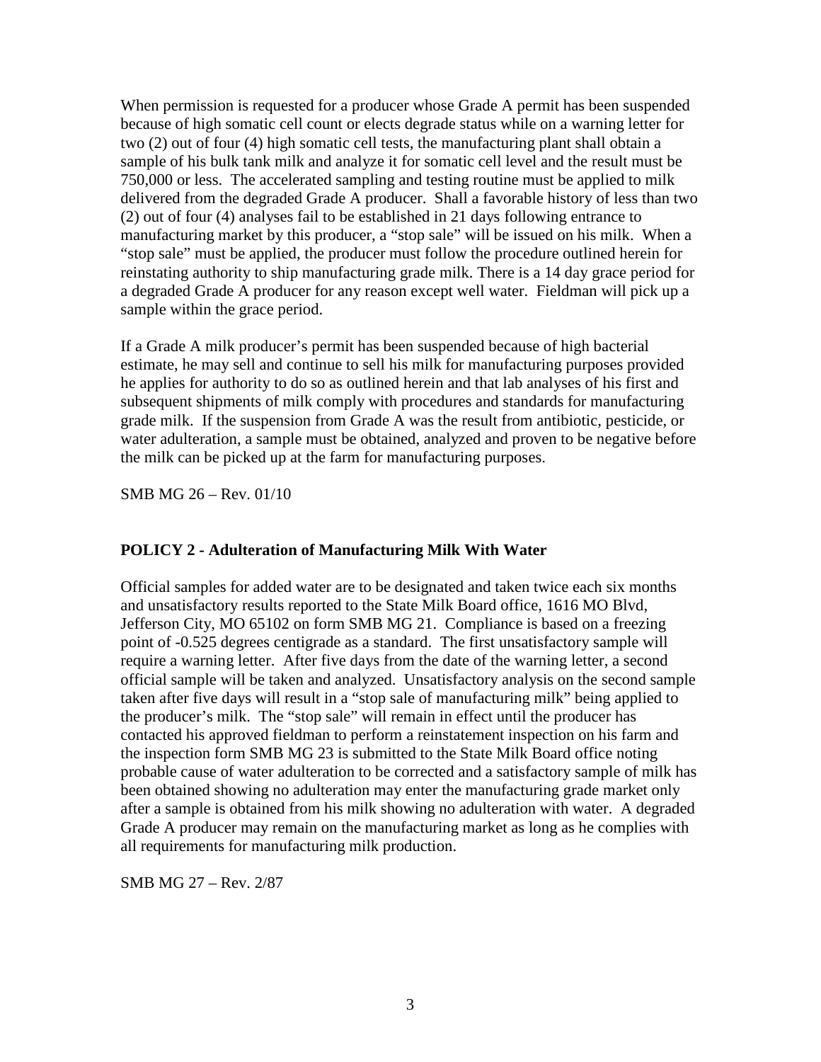When permission is requested for a producer whose Grade A permit has been suspended because of high somatic cell count or elects degrade status while on a warning letter for two (2) out of four (4) high somatic cell tests, the manufacturing plant shall obtain a sample of his bulk tank milk and analyze it for somatic cell level and the result must be 750,000 or less. The accelerated sampling and testing routine must be applied to milk delivered from the degraded Grade A producer. Shall a favorable history of less than two (2) out of four (4) analyses fail to be established in 21 days following entrance to manufacturing market by this producer, a "stop sale" will be issued on his milk. When a "stop sale" must be applied, the producer must follow the procedure outlined herein for reinstating authority to ship manufacturing grade milk. There is a 14 day grace period for a degraded Grade A producer for any reason except well water. Fieldman will pick up a sample within the grace period.

If a Grade A milk producer's permit has been suspended because of high bacterial estimate, he may sell and continue to sell his milk for manufacturing purposes provided he applies for authority to do so as outlined herein and that lab analyses of his first and subsequent shipments of milk comply with procedures and standards for manufacturing grade milk. If the suspension from Grade A was the result from antibiotic, pesticide, or water adulteration, a sample must be obtained, analyzed and proven to be negative before the milk can be picked up at the farm for manufacturing purposes.

SMB MG 26 – Rev. 01/10

## POLICY 2 - Adulteration of Manufacturing Milk With Water

Official samples for added water are to be designated and taken twice each six months and unsatisfactory results reported to the State Milk Board office, 1616 MO Blvd, Jefferson City, MO 65102 on form SMB MG 21. Compliance is based on a freezing point of -0.525 degrees centigrade as a standard. The first unsatisfactory sample will require a warning letter. After five days from the date of the warning letter, a second official sample will be taken and analyzed. Unsatisfactory analysis on the second sample taken after five days will result in a "stop sale of manufacturing milk" being applied to the producer's milk. The "stop sale" will remain in effect until the producer has contacted his approved fieldman to perform a reinstatement inspection on his farm and the inspection form SMB MG 23 is submitted to the State Milk Board office noting probable cause of water adulteration to be corrected and a satisfactory sample of milk has been obtained showing no adulteration may enter the manufacturing grade market only after a sample is obtained from his milk showing no adulteration with water. A degraded Grade A producer may remain on the manufacturing market as long as he complies with all requirements for manufacturing milk production.

SMB MG 27 – Rev. 2/87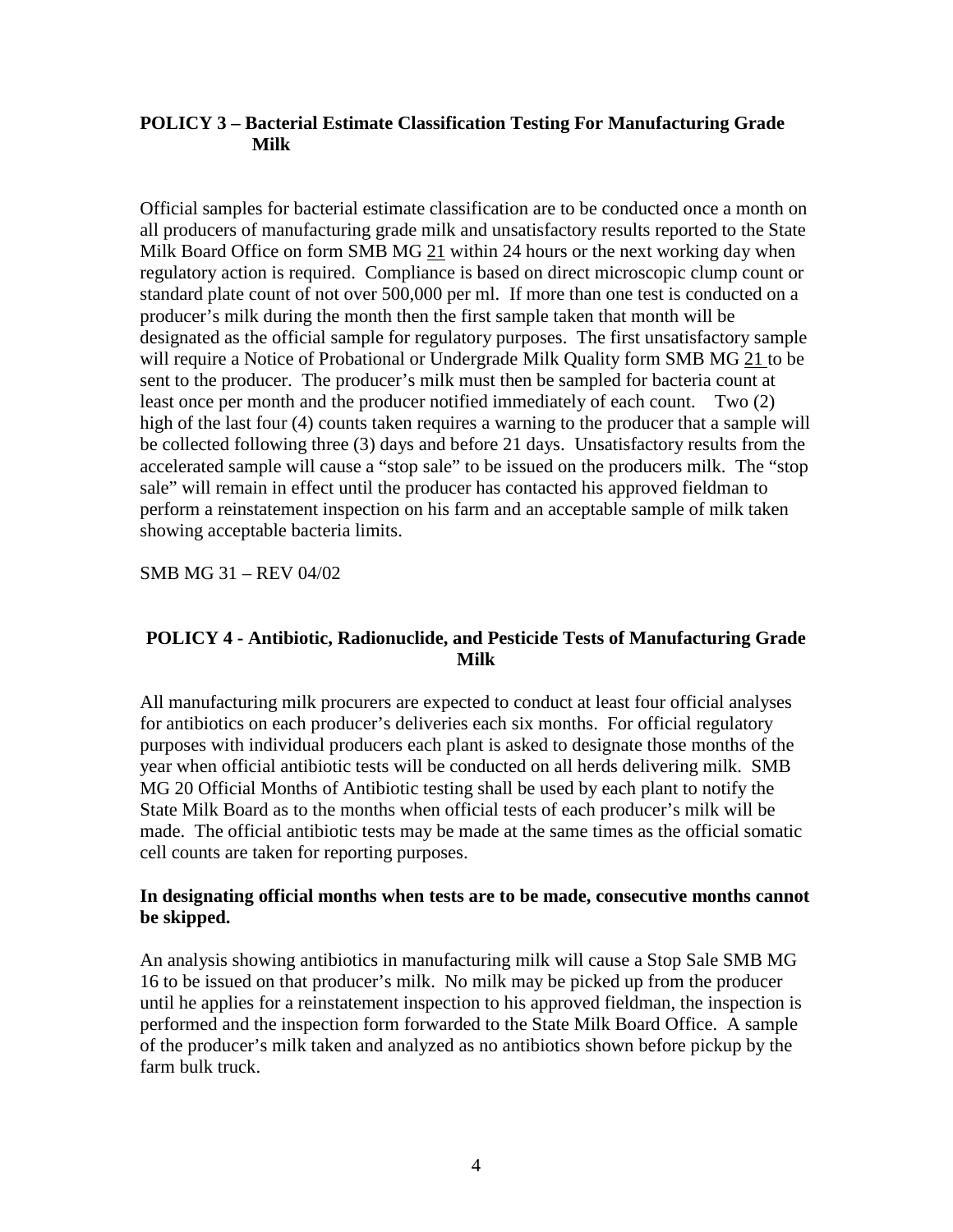## POLICY 3 – Bacterial Estimate Classification Testing For Manufacturing Grade Milk

Official samples for bacterial estimate classification are to be conducted once a month on all producers of manufacturing grade milk and unsatisfactory results reported to the State Milk Board Office on form SMB MG 21 within 24 hours or the next working day when regulatory action is required. Compliance is based on direct microscopic clump count or standard plate count of not over 500,000 per ml. If more than one test is conducted on a producer's milk during the month then the first sample taken that month will be designated as the official sample for regulatory purposes. The first unsatisfactory sample will require a Notice of Probational or Undergrade Milk Quality form SMB MG 21 to be sent to the producer. The producer's milk must then be sampled for bacteria count at least once per month and the producer notified immediately of each count. Two (2) high of the last four (4) counts taken requires a warning to the producer that a sample will be collected following three (3) days and before 21 days. Unsatisfactory results from the accelerated sample will cause a "stop sale" to be issued on the producers milk. The "stop sale" will remain in effect until the producer has contacted his approved fieldman to perform a reinstatement inspection on his farm and an acceptable sample of milk taken showing acceptable bacteria limits.

SMB MG 31 – REV 04/02

## POLICY 4 - Antibiotic, Radionuclide, and Pesticide Tests of Manufacturing Grade Milk

All manufacturing milk procurers are expected to conduct at least four official analyses for antibiotics on each producer's deliveries each six months. For official regulatory purposes with individual producers each plant is asked to designate those months of the year when official antibiotic tests will be conducted on all herds delivering milk. SMB MG 20 Official Months of Antibiotic testing shall be used by each plant to notify the State Milk Board as to the months when official tests of each producer's milk will be made. The official antibiotic tests may be made at the same times as the official somatic cell counts are taken for reporting purposes.

**In designating official months when tests are to be made, consecutive months cannot be skipped.**

An analysis showing antibiotics in manufacturing milk will cause a Stop Sale SMB MG 16 to be issued on that producer's milk. No milk may be picked up from the producer until he applies for a reinstatement inspection to his approved fieldman, the inspection is performed and the inspection form forwarded to the State Milk Board Office. A sample of the producer's milk taken and analyzed as no antibiotics shown before pickup by the farm bulk truck.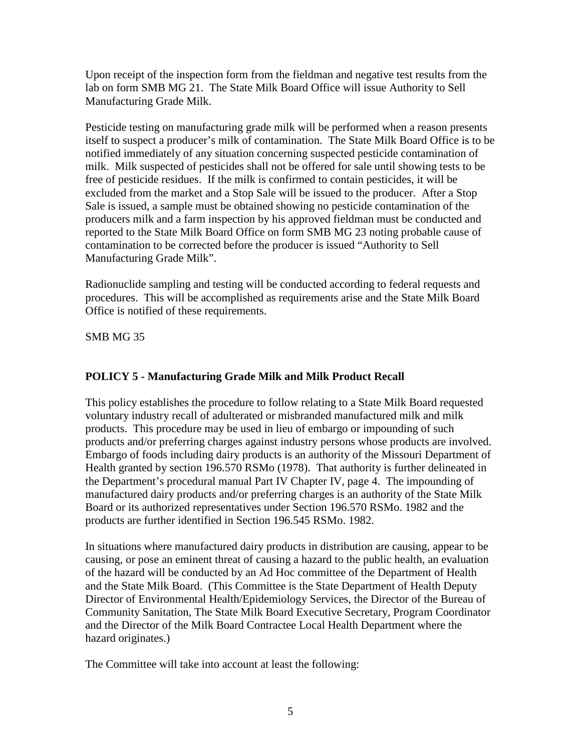Upon receipt of the inspection form from the fieldman and negative test results from the lab on form SMB MG 21. The State Milk Board Office will issue Authority to Sell Manufacturing Grade Milk.

Pesticide testing on manufacturing grade milk will be performed when a reason presents itself to suspect a producer's milk of contamination. The State Milk Board Office is to be notified immediately of any situation concerning suspected pesticide contamination of milk. Milk suspected of pesticides shall not be offered for sale until showing tests to be free of pesticide residues. If the milk is confirmed to contain pesticides, it will be excluded from the market and a Stop Sale will be issued to the producer. After a Stop Sale is issued, a sample must be obtained showing no pesticide contamination of the producers milk and a farm inspection by his approved fieldman must be conducted and reported to the State Milk Board Office on form SMB MG 23 noting probable cause of contamination to be corrected before the producer is issued "Authority to Sell Manufacturing Grade Milk".

Radionuclide sampling and testing will be conducted according to federal requests and procedures. This will be accomplished as requirements arise and the State Milk Board Office is notified of these requirements.

SMB MG 35

### POLICY 5 - Manufacturing Grade Milk and Milk Product Recall

This policy establishes the procedure to follow relating to a State Milk Board requested voluntary industry recall of adulterated or misbranded manufactured milk and milk products. This procedure may be used in lieu of embargo or impounding of such products and/or preferring charges against industry persons whose products are involved. Embargo of foods including dairy products is an authority of the Missouri Department of Health granted by section 196.570 RSMo (1978). That authority is further delineated in the Department's procedural manual Part IV Chapter IV, page 4. The impounding of manufactured dairy products and/or preferring charges is an authority of the State Milk Board or its authorized representatives under Section 196.570 RSMo. 1982 and the products are further identified in Section 196.545 RSMo. 1982.

In situations where manufactured dairy products in distribution are causing, appear to be causing, or pose an eminent threat of causing a hazard to the public health, an evaluation of the hazard will be conducted by an Ad Hoc committee of the Department of Health and the State Milk Board. (This Committee is the State Department of Health Deputy Director of Environmental Health/Epidemiology Services, the Director of the Bureau of Community Sanitation, The State Milk Board Executive Secretary, Program Coordinator and the Director of the Milk Board Contractee Local Health Department where the hazard originates.)

The Committee will take into account at least the following: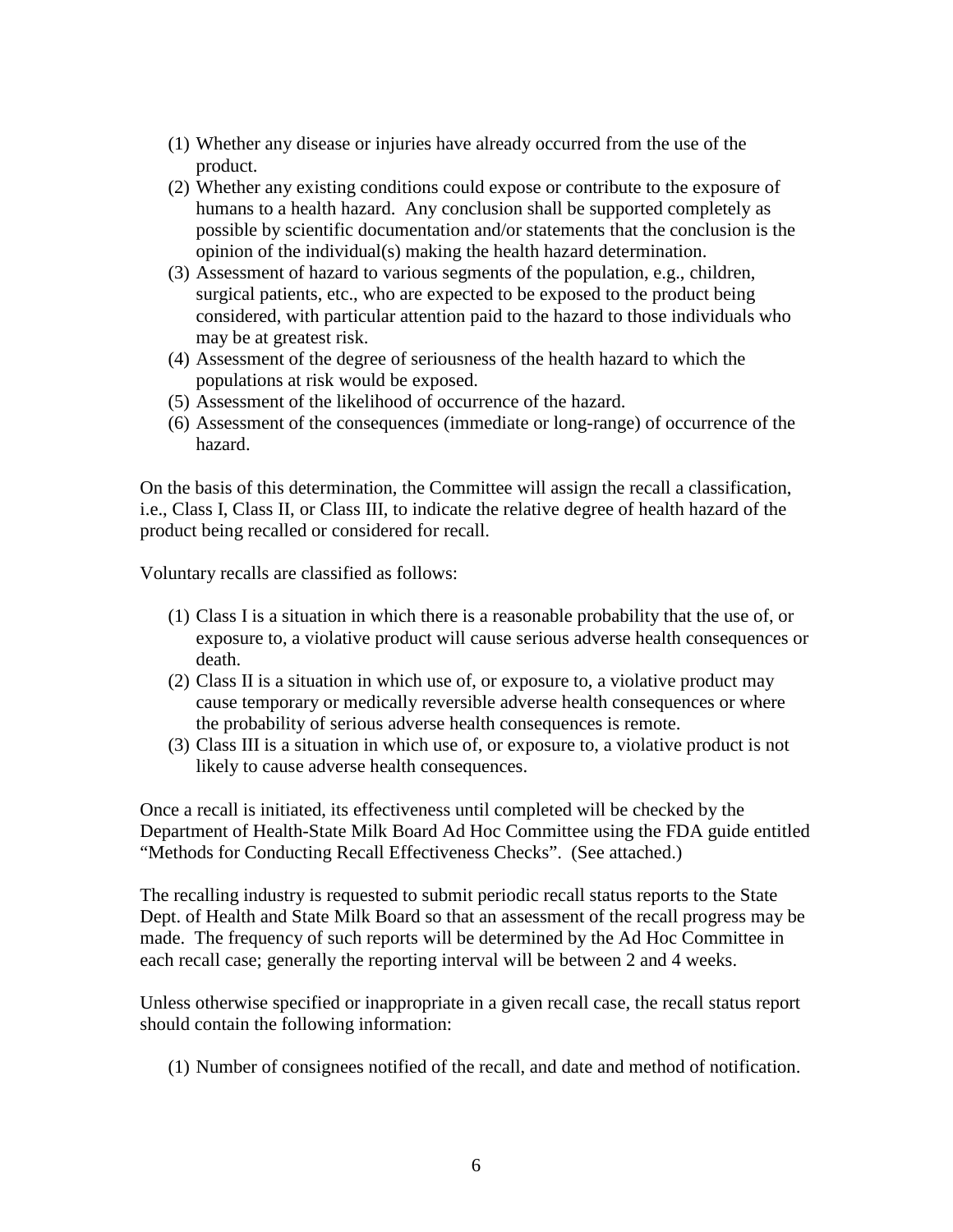(1) Whether any disease or injuries have already occurred from the use of the product.
(2) Whether any existing conditions could expose or contribute to the exposure of humans to a health hazard. Any conclusion shall be supported completely as possible by scientific documentation and/or statements that the conclusion is the opinion of the individual(s) making the health hazard determination.
(3) Assessment of hazard to various segments of the population, e.g., children, surgical patients, etc., who are expected to be exposed to the product being considered, with particular attention paid to the hazard to those individuals who may be at greatest risk.
(4) Assessment of the degree of seriousness of the health hazard to which the populations at risk would be exposed.
(5) Assessment of the likelihood of occurrence of the hazard.
(6) Assessment of the consequences (immediate or long-range) of occurrence of the hazard.

On the basis of this determination, the Committee will assign the recall a classification, i.e., Class I, Class II, or Class III, to indicate the relative degree of health hazard of the product being recalled or considered for recall.

Voluntary recalls are classified as follows:

(1) Class I is a situation in which there is a reasonable probability that the use of, or exposure to, a violative product will cause serious adverse health consequences or death.
(2) Class II is a situation in which use of, or exposure to, a violative product may cause temporary or medically reversible adverse health consequences or where the probability of serious adverse health consequences is remote.
(3) Class III is a situation in which use of, or exposure to, a violative product is not likely to cause adverse health consequences.

Once a recall is initiated, its effectiveness until completed will be checked by the Department of Health-State Milk Board Ad Hoc Committee using the FDA guide entitled "Methods for Conducting Recall Effectiveness Checks". (See attached.)

The recalling industry is requested to submit periodic recall status reports to the State Dept. of Health and State Milk Board so that an assessment of the recall progress may be made. The frequency of such reports will be determined by the Ad Hoc Committee in each recall case; generally the reporting interval will be between 2 and 4 weeks.

Unless otherwise specified or inappropriate in a given recall case, the recall status report should contain the following information:

(1) Number of consignees notified of the recall, and date and method of notification.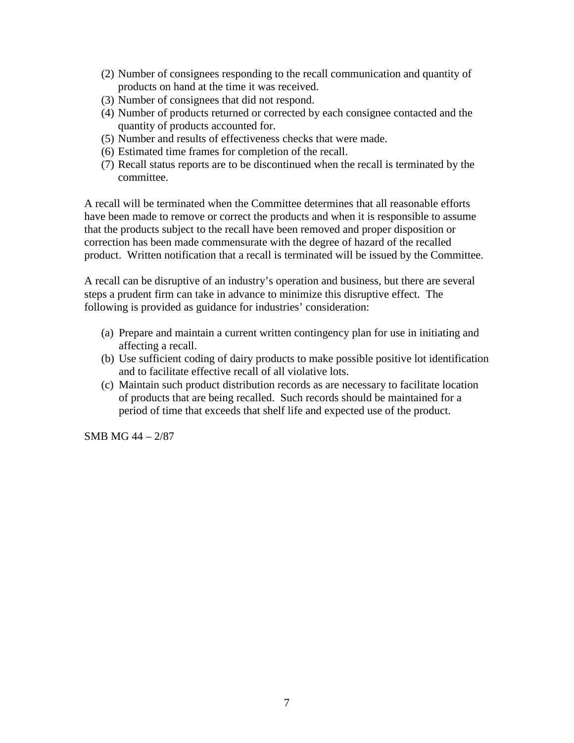(2) Number of consignees responding to the recall communication and quantity of products on hand at the time it was received.
(3) Number of consignees that did not respond.
(4) Number of products returned or corrected by each consignee contacted and the quantity of products accounted for.
(5) Number and results of effectiveness checks that were made.
(6) Estimated time frames for completion of the recall.
(7) Recall status reports are to be discontinued when the recall is terminated by the committee.

A recall will be terminated when the Committee determines that all reasonable efforts have been made to remove or correct the products and when it is responsible to assume that the products subject to the recall have been removed and proper disposition or correction has been made commensurate with the degree of hazard of the recalled product. Written notification that a recall is terminated will be issued by the Committee.

A recall can be disruptive of an industry's operation and business, but there are several steps a prudent firm can take in advance to minimize this disruptive effect. The following is provided as guidance for industries' consideration:

(a) Prepare and maintain a current written contingency plan for use in initiating and affecting a recall.
(b) Use sufficient coding of dairy products to make possible positive lot identification and to facilitate effective recall of all violative lots.
(c) Maintain such product distribution records as are necessary to facilitate location of products that are being recalled. Such records should be maintained for a period of time that exceeds that shelf life and expected use of the product.

SMB MG 44 – 2/87